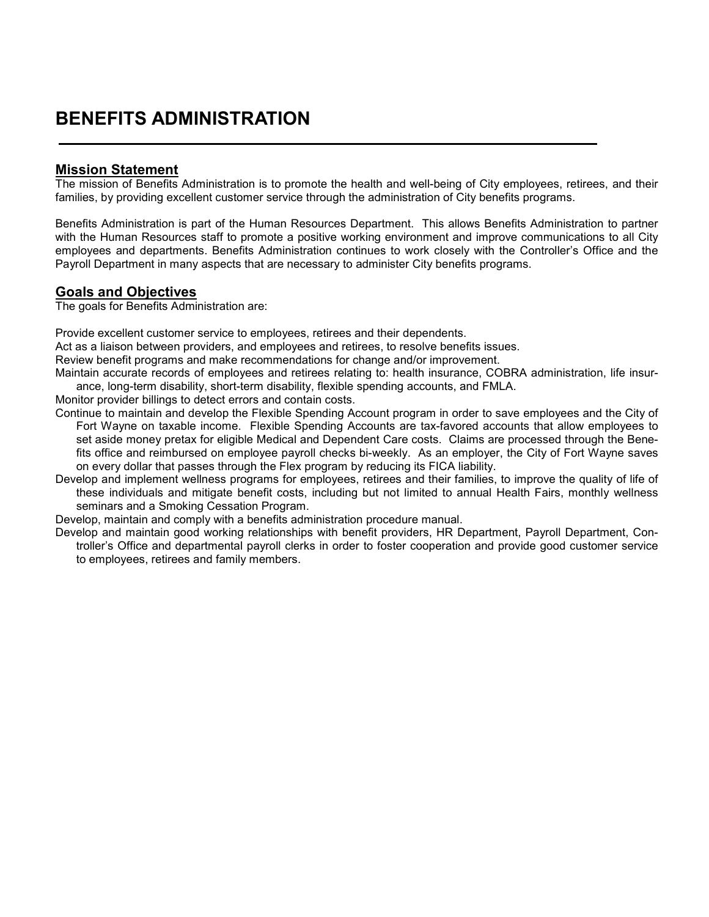# BENEFITS ADMINISTRATION

## Mission Statement

The mission of Benefits Administration is to promote the health and well-being of City employees, retirees, and their families, by providing excellent customer service through the administration of City benefits programs.

Benefits Administration is part of the Human Resources Department. This allows Benefits Administration to partner with the Human Resources staff to promote a positive working environment and improve communications to all City employees and departments. Benefits Administration continues to work closely with the Controller's Office and the Payroll Department in many aspects that are necessary to administer City benefits programs.

## Goals and Objectives

The goals for Benefits Administration are:

Provide excellent customer service to employees, retirees and their dependents.

Act as a liaison between providers, and employees and retirees, to resolve benefits issues.

Review benefit programs and make recommendations for change and/or improvement.

Maintain accurate records of employees and retirees relating to: health insurance, COBRA administration, life insurance, long-term disability, short-term disability, flexible spending accounts, and FMLA.

Monitor provider billings to detect errors and contain costs.

Continue to maintain and develop the Flexible Spending Account program in order to save employees and the City of Fort Wayne on taxable income. Flexible Spending Accounts are tax-favored accounts that allow employees to set aside money pretax for eligible Medical and Dependent Care costs. Claims are processed through the Benefits office and reimbursed on employee payroll checks bi-weekly. As an employer, the City of Fort Wayne saves on every dollar that passes through the Flex program by reducing its FICA liability.

Develop and implement wellness programs for employees, retirees and their families, to improve the quality of life of these individuals and mitigate benefit costs, including but not limited to annual Health Fairs, monthly wellness seminars and a Smoking Cessation Program.

Develop, maintain and comply with a benefits administration procedure manual.

Develop and maintain good working relationships with benefit providers, HR Department, Payroll Department, Controller's Office and departmental payroll clerks in order to foster cooperation and provide good customer service to employees, retirees and family members.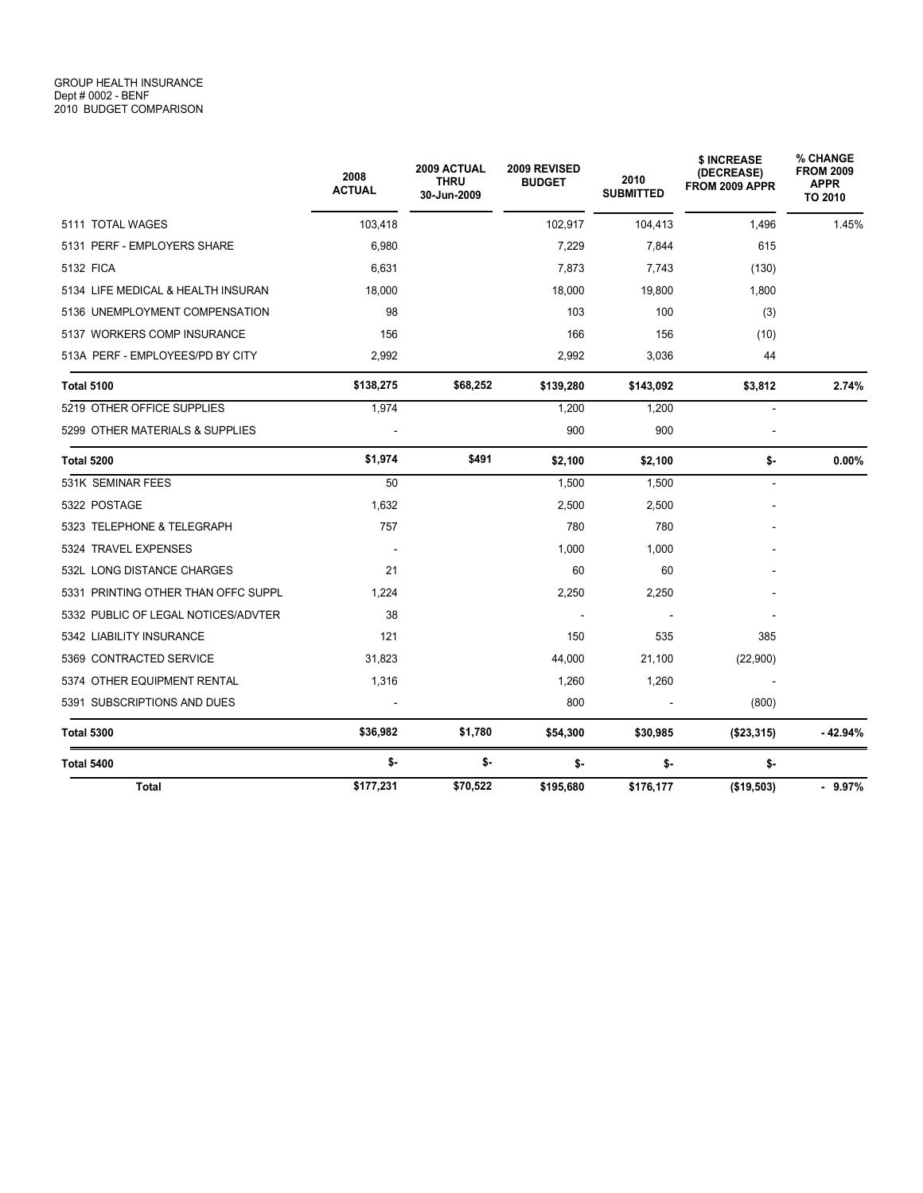GROUP HEALTH INSURANCE
Dept # 0002 - BENF
2010 BUDGET COMPARISON

| | 2008 ACTUAL | 2009 ACTUAL THRU 30-Jun-2009 | 2009 REVISED BUDGET | 2010 SUBMITTED | $ INCREASE (DECREASE) FROM 2009 APPR | % CHANGE FROM 2009 APPR TO 2010 |
|---|---|---|---|---|---|---|
| 5111 TOTAL WAGES | 103,418 | | 102,917 | 104,413 | 1,496 | 1.45% |
| 5131 PERF - EMPLOYERS SHARE | 6,980 | | 7,229 | 7,844 | 615 | |
| 5132 FICA | 6,631 | | 7,873 | 7,743 | (130) | |
| 5134 LIFE MEDICAL & HEALTH INSURAN | 18,000 | | 18,000 | 19,800 | 1,800 | |
| 5136 UNEMPLOYMENT COMPENSATION | 98 | | 103 | 100 | (3) | |
| 5137 WORKERS COMP INSURANCE | 156 | | 166 | 156 | (10) | |
| 513A PERF - EMPLOYEES/PD BY CITY | 2,992 | | 2,992 | 3,036 | 44 | |
| **Total 5100** | **$138,275** | **$68,252** | **$139,280** | **$143,092** | **$3,812** | **2.74%** |
| 5219 OTHER OFFICE SUPPLIES | 1,974 | | 1,200 | 1,200 | - | |
| 5299 OTHER MATERIALS & SUPPLIES | - | | 900 | 900 | - | |
| **Total 5200** | **$1,974** | **$491** | **$2,100** | **$2,100** | **$-** | **0.00%** |
| 531K SEMINAR FEES | 50 | | 1,500 | 1,500 | - | |
| 5322 POSTAGE | 1,632 | | 2,500 | 2,500 | - | |
| 5323 TELEPHONE & TELEGRAPH | 757 | | 780 | 780 | - | |
| 5324 TRAVEL EXPENSES | - | | 1,000 | 1,000 | - | |
| 532L LONG DISTANCE CHARGES | 21 | | 60 | 60 | - | |
| 5331 PRINTING OTHER THAN OFFC SUPPL | 1,224 | | 2,250 | 2,250 | - | |
| 5332 PUBLIC OF LEGAL NOTICES/ADVTER | 38 | | - | - | - | |
| 5342 LIABILITY INSURANCE | 121 | | 150 | 535 | 385 | |
| 5369 CONTRACTED SERVICE | 31,823 | | 44,000 | 21,100 | (22,900) | |
| 5374 OTHER EQUIPMENT RENTAL | 1,316 | | 1,260 | 1,260 | - | |
| 5391 SUBSCRIPTIONS AND DUES | - | | 800 | - | (800) | |
| **Total 5300** | **$36,982** | **$1,780** | **$54,300** | **$30,985** | **($23,315)** | **- 42.94%** |
| **Total 5400** | **$-** | **$-** | **$-** | **$-** | **$-** | |
| **Total** | **$177,231** | **$70,522** | **$195,680** | **$176,177** | **($19,503)** | **- 9.97%** |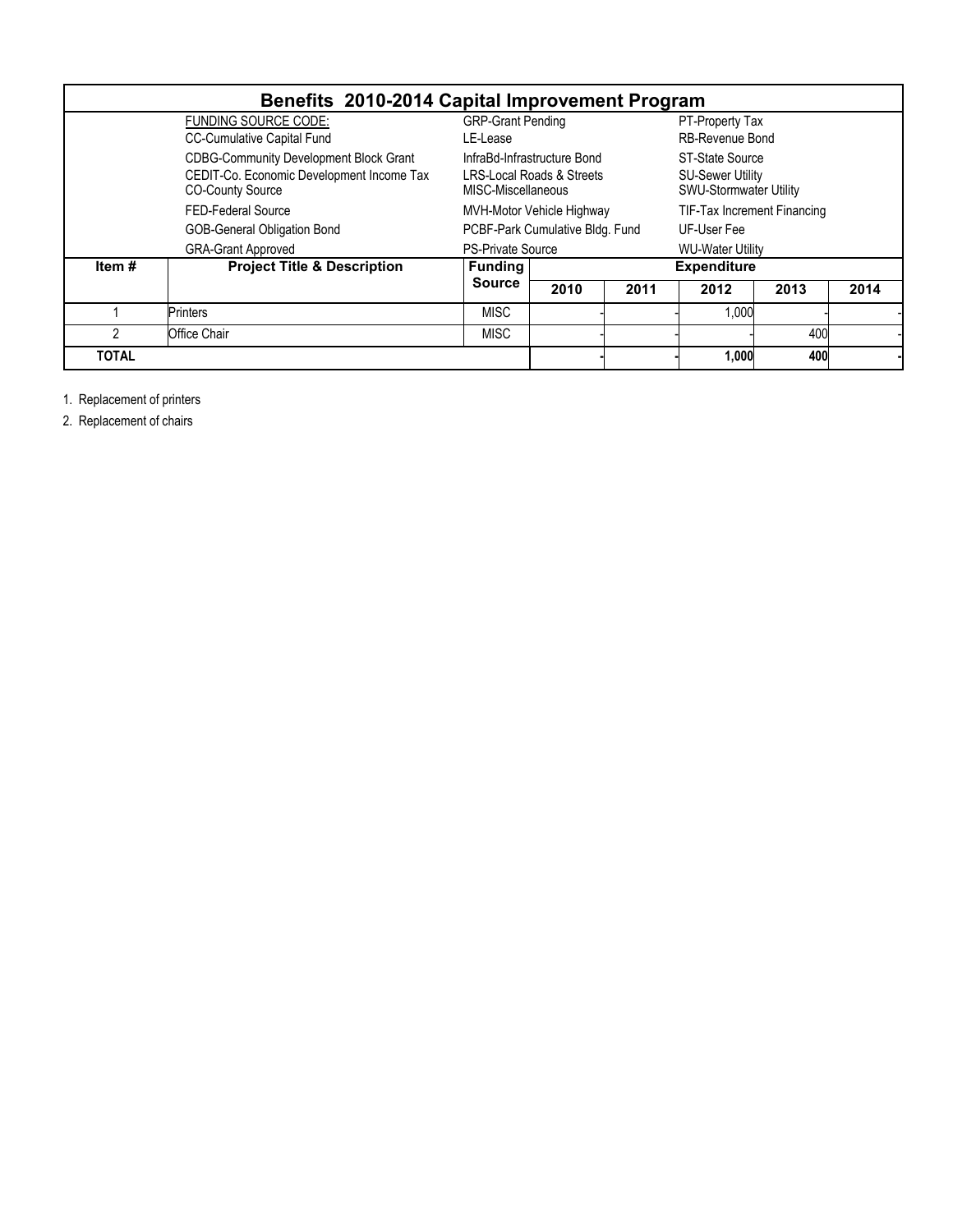# Benefits 2010-2014 Capital Improvement Program

| FUNDING SOURCE CODE: | | |
|---|---|---|
| CC-Cumulative Capital Fund | GRP-Grant Pending | PT-Property Tax |
| CDBG-Community Development Block Grant | LE-Lease | RB-Revenue Bond |
| CEDIT-Co. Economic Development Income Tax | InfraBd-Infrastructure Bond | ST-State Source |
| CO-County Source | LRS-Local Roads & Streets | SU-Sewer Utility |
| FED-Federal Source | MISC-Miscellaneous | SWU-Stormwater Utility |
| GOB-General Obligation Bond | MVH-Motor Vehicle Highway | TIF-Tax Increment Financing |
| GRA-Grant Approved | PCBF-Park Cumulative Bldg. Fund | UF-User Fee |
| | PS-Private Source | WU-Water Utility |

| Item # | Project Title & Description | Funding Source | Expenditure | | | | |
|---|---|---|---|---|---|---|---|
| | | | 2010 | 2011 | 2012 | 2013 | 2014 |
| 1 | Printers | MISC | - | - | 1,000 | - | - |
| 2 | Office Chair | MISC | - | - | - | 400 | - |
| **TOTAL** | | | **-** | **-** | **1,000** | **400** | **-** |

1. Replacement of printers
2. Replacement of chairs